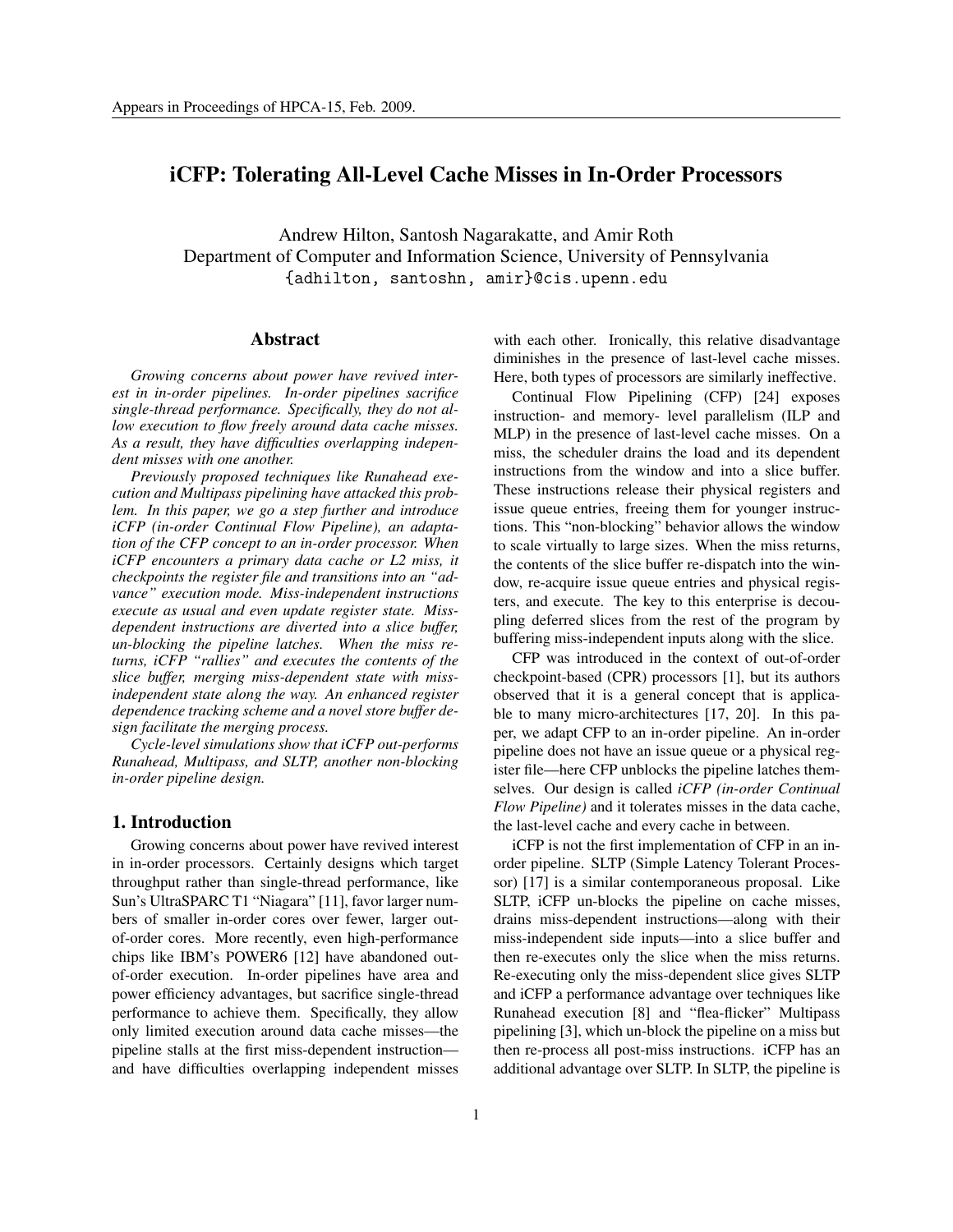# iCFP: Tolerating All-Level Cache Misses in In-Order Processors

Andrew Hilton, Santosh Nagarakatte, and Amir Roth
Department of Computer and Information Science, University of Pennsylvania
{adhilton, santoshn, amir}@cis.upenn.edu

## Abstract

*Growing concerns about power have revived interest in in-order pipelines. In-order pipelines sacrifice single-thread performance. Specifically, they do not allow execution to flow freely around data cache misses. As a result, they have difficulties overlapping independent misses with one another.*

*Previously proposed techniques like Runahead execution and Multipass pipelining have attacked this problem. In this paper, we go a step further and introduce iCFP (in-order Continual Flow Pipeline), an adaptation of the CFP concept to an in-order processor. When iCFP encounters a primary data cache or L2 miss, it checkpoints the register file and transitions into an "advance" execution mode. Miss-independent instructions execute as usual and even update register state. Miss-dependent instructions are diverted into a slice buffer, un-blocking the pipeline latches. When the miss returns, iCFP "rallies" and executes the contents of the slice buffer, merging miss-dependent state with miss-independent state along the way. An enhanced register dependence tracking scheme and a novel store buffer design facilitate the merging process.*

*Cycle-level simulations show that iCFP out-performs Runahead, Multipass, and SLTP, another non-blocking in-order pipeline design.*

## 1. Introduction

Growing concerns about power have revived interest in in-order processors. Certainly designs which target throughput rather than single-thread performance, like Sun's UltraSPARC T1 "Niagara" [11], favor larger numbers of smaller in-order cores over fewer, larger out-of-order cores. More recently, even high-performance chips like IBM's POWER6 [12] have abandoned out-of-order execution. In-order pipelines have area and power efficiency advantages, but sacrifice single-thread performance to achieve them. Specifically, they allow only limited execution around data cache misses—the pipeline stalls at the first miss-dependent instruction—and have difficulties overlapping independent misses with each other. Ironically, this relative disadvantage diminishes in the presence of last-level cache misses. Here, both types of processors are similarly ineffective.

Continual Flow Pipelining (CFP) [24] exposes instruction- and memory- level parallelism (ILP and MLP) in the presence of last-level cache misses. On a miss, the scheduler drains the load and its dependent instructions from the window and into a slice buffer. These instructions release their physical registers and issue queue entries, freeing them for younger instructions. This "non-blocking" behavior allows the window to scale virtually to large sizes. When the miss returns, the contents of the slice buffer re-dispatch into the window, re-acquire issue queue entries and physical registers, and execute. The key to this enterprise is decoupling deferred slices from the rest of the program by buffering miss-independent inputs along with the slice.

CFP was introduced in the context of out-of-order checkpoint-based (CPR) processors [1], but its authors observed that it is a general concept that is applicable to many micro-architectures [17, 20]. In this paper, we adapt CFP to an in-order pipeline. An in-order pipeline does not have an issue queue or a physical register file—here CFP unblocks the pipeline latches themselves. Our design is called *iCFP (in-order Continual Flow Pipeline)* and it tolerates misses in the data cache, the last-level cache and every cache in between.

iCFP is not the first implementation of CFP in an in-order pipeline. SLTP (Simple Latency Tolerant Processor) [17] is a similar contemporaneous proposal. Like SLTP, iCFP un-blocks the pipeline on cache misses, drains miss-dependent instructions—along with their miss-independent side inputs—into a slice buffer and then re-executes only the slice when the miss returns. Re-executing only the miss-dependent slice gives SLTP and iCFP a performance advantage over techniques like Runahead execution [8] and "flea-flicker" Multipass pipelining [3], which un-block the pipeline on a miss but then re-process all post-miss instructions. iCFP has an additional advantage over SLTP. In SLTP, the pipeline is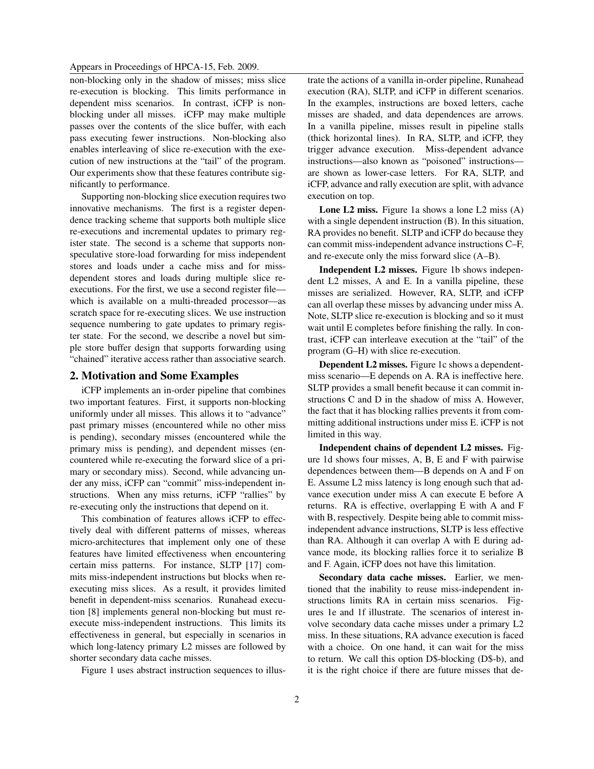non-blocking only in the shadow of misses; miss slice re-execution is blocking. This limits performance in dependent miss scenarios. In contrast, iCFP is non-blocking under all misses. iCFP may make multiple passes over the contents of the slice buffer, with each pass executing fewer instructions. Non-blocking also enables interleaving of slice re-execution with the execution of new instructions at the "tail" of the program. Our experiments show that these features contribute significantly to performance.

Supporting non-blocking slice execution requires two innovative mechanisms. The first is a register dependence tracking scheme that supports both multiple slice re-executions and incremental updates to primary register state. The second is a scheme that supports non-speculative store-load forwarding for miss independent stores and loads under a cache miss and for miss-dependent stores and loads during multiple slice re-executions. For the first, we use a second register file—which is available on a multi-threaded processor—as scratch space for re-executing slices. We use instruction sequence numbering to gate updates to primary register state. For the second, we describe a novel but simple store buffer design that supports forwarding using "chained" iterative access rather than associative search.

## 2. Motivation and Some Examples

iCFP implements an in-order pipeline that combines two important features. First, it supports non-blocking uniformly under all misses. This allows it to "advance" past primary misses (encountered while no other miss is pending), secondary misses (encountered while the primary miss is pending), and dependent misses (encountered while re-executing the forward slice of a primary or secondary miss). Second, while advancing under any miss, iCFP can "commit" miss-independent instructions. When any miss returns, iCFP "rallies" by re-executing only the instructions that depend on it.

This combination of features allows iCFP to effectively deal with different patterns of misses, whereas micro-architectures that implement only one of these features have limited effectiveness when encountering certain miss patterns. For instance, SLTP [17] commits miss-independent instructions but blocks when re-executing miss slices. As a result, it provides limited benefit in dependent-miss scenarios. Runahead execution [8] implements general non-blocking but must re-execute miss-independent instructions. This limits its effectiveness in general, but especially in scenarios in which long-latency primary L2 misses are followed by shorter secondary data cache misses.

Figure 1 uses abstract instruction sequences to illustrate the actions of a vanilla in-order pipeline, Runahead execution (RA), SLTP, and iCFP in different scenarios. In the examples, instructions are boxed letters, cache misses are shaded, and data dependences are arrows. In a vanilla pipeline, misses result in pipeline stalls (thick horizontal lines). In RA, SLTP, and iCFP, they trigger advance execution. Miss-dependent advance instructions—also known as "poisoned" instructions—are shown as lower-case letters. For RA, SLTP, and iCFP, advance and rally execution are split, with advance execution on top.

**Lone L2 miss.** Figure 1a shows a lone L2 miss (A) with a single dependent instruction (B). In this situation, RA provides no benefit. SLTP and iCFP do because they can commit miss-independent advance instructions C–F, and re-execute only the miss forward slice (A–B).

**Independent L2 misses.** Figure 1b shows independent L2 misses, A and E. In a vanilla pipeline, these misses are serialized. However, RA, SLTP, and iCFP can all overlap these misses by advancing under miss A. Note, SLTP slice re-execution is blocking and so it must wait until E completes before finishing the rally. In contrast, iCFP can interleave execution at the "tail" of the program (G–H) with slice re-execution.

**Dependent L2 misses.** Figure 1c shows a dependent-miss scenario—E depends on A. RA is ineffective here. SLTP provides a small benefit because it can commit instructions C and D in the shadow of miss A. However, the fact that it has blocking rallies prevents it from committing additional instructions under miss E. iCFP is not limited in this way.

**Independent chains of dependent L2 misses.** Figure 1d shows four misses, A, B, E and F with pairwise dependences between them—B depends on A and F on E. Assume L2 miss latency is long enough such that advance execution under miss A can execute E before A returns. RA is effective, overlapping E with A and F with B, respectively. Despite being able to commit miss-independent advance instructions, SLTP is less effective than RA. Although it can overlap A with E during advance mode, its blocking rallies force it to serialize B and F. Again, iCFP does not have this limitation.

**Secondary data cache misses.** Earlier, we mentioned that the inability to reuse miss-independent instructions limits RA in certain miss scenarios. Figures 1e and 1f illustrate. The scenarios of interest involve secondary data cache misses under a primary L2 miss. In these situations, RA advance execution is faced with a choice. On one hand, it can wait for the miss to return. We call this option D$-blocking (D$-b), and it is the right choice if there are future misses that de-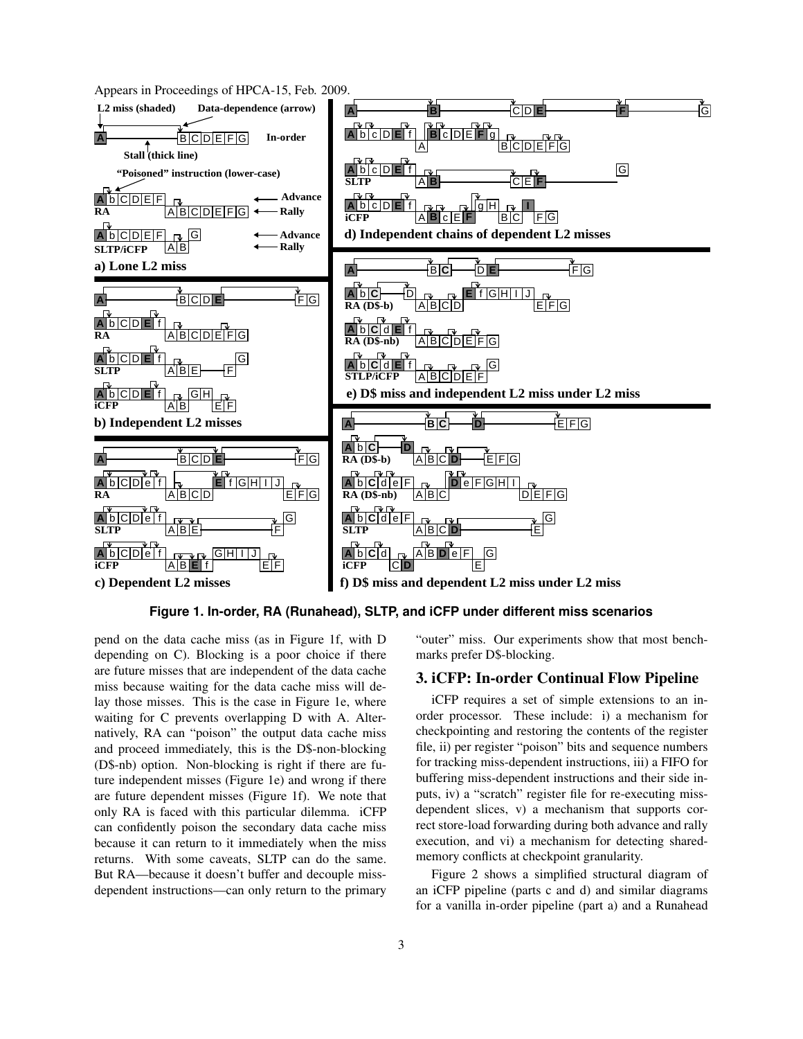Figure 1. In-order, RA (Runahead), SLTP, and iCFP under different miss scenarios

pend on the data cache miss (as in Figure 1f, with D depending on C). Blocking is a poor choice if there are future misses that are independent of the data cache miss because waiting for the data cache miss will delay those misses. This is the case in Figure 1e, where waiting for C prevents overlapping D with A. Alternatively, RA can "poison" the output data cache miss and proceed immediately, this is the D$-non-blocking (D$-nb) option. Non-blocking is right if there are future independent misses (Figure 1e) and wrong if there are future dependent misses (Figure 1f). We note that only RA is faced with this particular dilemma. iCFP can confidently poison the secondary data cache miss because it can return to it immediately when the miss returns. With some caveats, SLTP can do the same. But RA—because it doesn't buffer and decouple miss-dependent instructions—can only return to the primary "outer" miss. Our experiments show that most benchmarks prefer D$-blocking.

## 3. iCFP: In-order Continual Flow Pipeline

iCFP requires a set of simple extensions to an in-order processor. These include: i) a mechanism for checkpointing and restoring the contents of the register file, ii) per register "poison" bits and sequence numbers for tracking miss-dependent instructions, iii) a FIFO for buffering miss-dependent instructions and their side inputs, iv) a "scratch" register file for re-executing miss-dependent slices, v) a mechanism that supports correct store-load forwarding during both advance and rally execution, and vi) a mechanism for detecting shared-memory conflicts at checkpoint granularity.

Figure 2 shows a simplified structural diagram of an iCFP pipeline (parts c and d) and similar diagrams for a vanilla in-order pipeline (part a) and a Runahead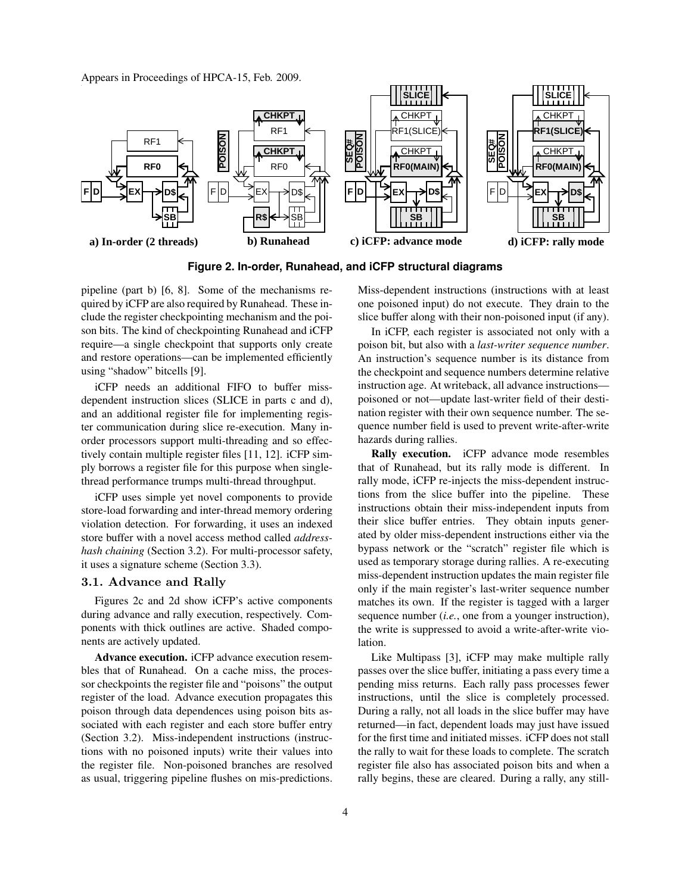a) In-order (2 threads)

b) Runahead

c) iCFP: advance mode

d) iCFP: rally mode

**Figure 2. In-order, Runahead, and iCFP structural diagrams**

pipeline (part b) [6, 8]. Some of the mechanisms required by iCFP are also required by Runahead. These include the register checkpointing mechanism and the poison bits. The kind of checkpointing Runahead and iCFP require—a single checkpoint that supports only create and restore operations—can be implemented efficiently using "shadow" bitcells [9].

iCFP needs an additional FIFO to buffer miss-dependent instruction slices (SLICE in parts c and d), and an additional register file for implementing register communication during slice re-execution. Many in-order processors support multi-threading and so effectively contain multiple register files [11, 12]. iCFP simply borrows a register file for this purpose when single-thread performance trumps multi-thread throughput.

iCFP uses simple yet novel components to provide store-load forwarding and inter-thread memory ordering violation detection. For forwarding, it uses an indexed store buffer with a novel access method called *address-hash chaining* (Section 3.2). For multi-processor safety, it uses a signature scheme (Section 3.3).

### 3.1. Advance and Rally

Figures 2c and 2d show iCFP's active components during advance and rally execution, respectively. Components with thick outlines are active. Shaded components are actively updated.

**Advance execution.** iCFP advance execution resembles that of Runahead. On a cache miss, the processor checkpoints the register file and "poisons" the output register of the load. Advance execution propagates this poison through data dependences using poison bits associated with each register and each store buffer entry (Section 3.2). Miss-independent instructions (instructions with no poisoned inputs) write their values into the register file. Non-poisoned branches are resolved as usual, triggering pipeline flushes on mis-predictions. Miss-dependent instructions (instructions with at least one poisoned input) do not execute. They drain to the slice buffer along with their non-poisoned input (if any).

In iCFP, each register is associated not only with a poison bit, but also with a *last-writer sequence number*. An instruction's sequence number is its distance from the checkpoint and sequence numbers determine relative instruction age. At writeback, all advance instructions—poisoned or not—update last-writer field of their destination register with their own sequence number. The sequence number field is used to prevent write-after-write hazards during rallies.

**Rally execution.** iCFP advance mode resembles that of Runahead, but its rally mode is different. In rally mode, iCFP re-injects the miss-dependent instructions from the slice buffer into the pipeline. These instructions obtain their miss-independent inputs from their slice buffer entries. They obtain inputs generated by older miss-dependent instructions either via the bypass network or the "scratch" register file which is used as temporary storage during rallies. A re-executing miss-dependent instruction updates the main register file only if the main register's last-writer sequence number matches its own. If the register is tagged with a larger sequence number (*i.e.*, one from a younger instruction), the write is suppressed to avoid a write-after-write violation.

Like Multipass [3], iCFP may make multiple rally passes over the slice buffer, initiating a pass every time a pending miss returns. Each rally pass processes fewer instructions, until the slice is completely processed. During a rally, not all loads in the slice buffer may have returned—in fact, dependent loads may just have issued for the first time and initiated misses. iCFP does not stall the rally to wait for these loads to complete. The scratch register file also has associated poison bits and when a rally begins, these are cleared. During a rally, any still-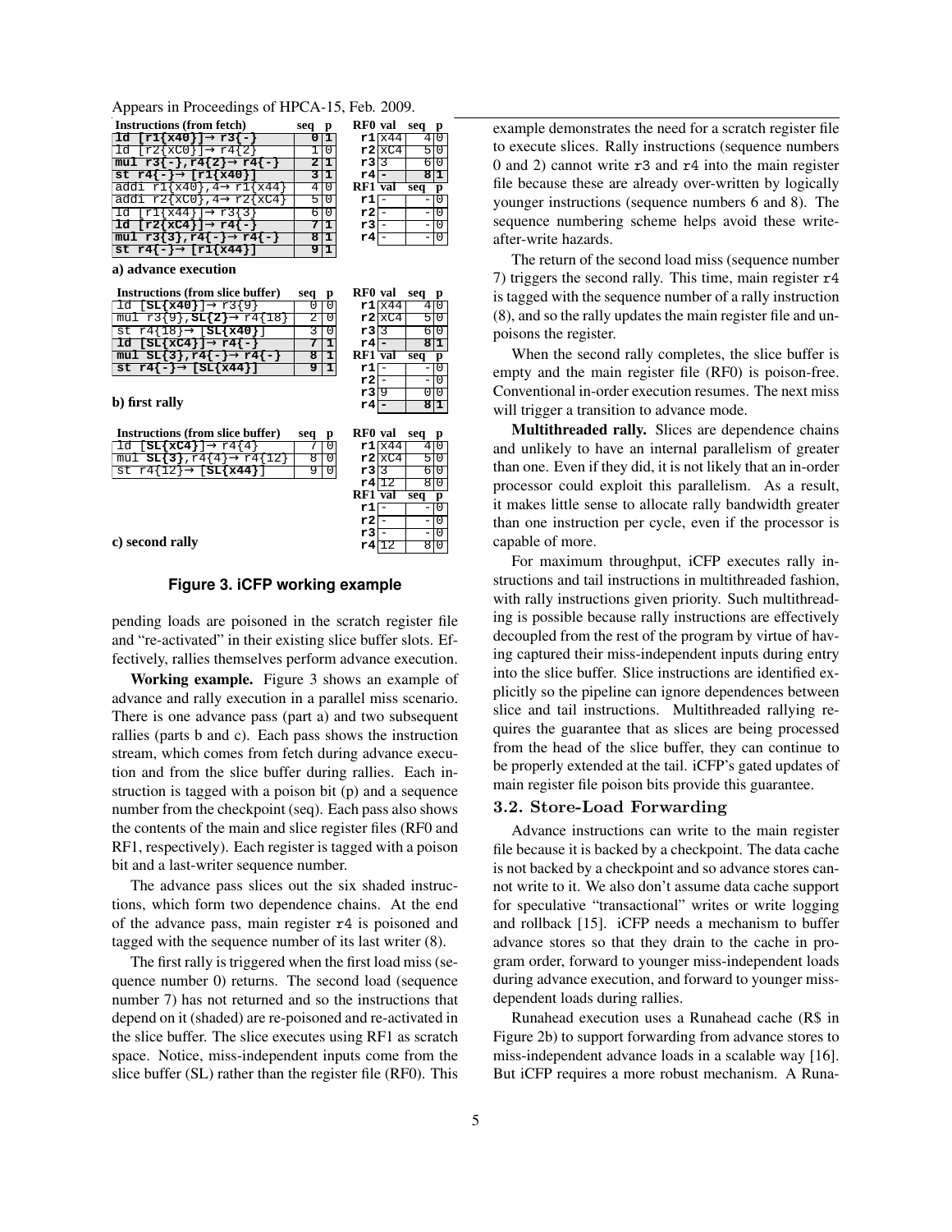**a) advance execution**

| Instructions (from fetch) | seq | p |
|---|---|---|
| **ld [r1{x40}]→ r3{-}** | **0** | **1** |
| ld [r2{xC0}]→ r4{2} | 1 | 0 |
| **mul r3{-},r4{2}→ r4{-}** | **2** | **1** |
| **st r4{-}→ [r1{x40}]** | **3** | **1** |
| addi r1{x40},4→ r1{x44} | 4 | 0 |
| addi r2{xC0},4→ r2{xC4} | 5 | 0 |
| ld [r1{x44}]→ r3{3} | 6 | 0 |
| **ld [r2{xC4}]→ r4{-}** | **7** | **1** |
| **mul r3{3},r4{-}→ r4{-}** | **8** | **1** |
| **st r4{-}→ [r1{x44}]** | **9** | **1** |

| RF0 | val | seq | p |
|---|---|---|---|
| r1 | x44 | 4 | 0 |
| r2 | xC4 | 5 | 0 |
| r3 | 3 | 6 | 0 |
| r4 | **-** | **8** | **1** |

| RF1 | val | seq | p |
|---|---|---|---|
| r1 | - | - | 0 |
| r2 | - | - | 0 |
| r3 | - | - | 0 |
| r4 | - | - | 0 |

**b) first rally**

| Instructions (from slice buffer) | seq | p |
|---|---|---|
| ld [**SL{x40}**]→ r3{9} | 0 | 0 |
| mul r3{9},**SL{2}**→ r4{18} | 2 | 0 |
| st r4{18}→ [**SL{x40}**] | 3 | 0 |
| **ld [SL{xC4}]→ r4{-}** | **7** | **1** |
| **mul SL{3},r4{-}→ r4{-}** | **8** | **1** |
| **st r4{-}→ [SL{x44}]** | **9** | **1** |

| RF0 | val | seq | p |
|---|---|---|---|
| r1 | x44 | 4 | 0 |
| r2 | xC4 | 5 | 0 |
| r3 | 3 | 6 | 0 |
| r4 | **-** | **8** | **1** |

| RF1 | val | seq | p |
|---|---|---|---|
| r1 | - | - | 0 |
| r2 | - | - | 0 |
| r3 | 9 | 0 | 0 |
| r4 | **-** | **8** | **1** |

**c) second rally**

| Instructions (from slice buffer) | seq | p |
|---|---|---|
| ld [**SL{xC4}**]→ r4{4} | 7 | 0 |
| mul **SL{3}**,r4{4}→ r4{12} | 8 | 0 |
| st r4{12}→ [**SL{x44}**] | 9 | 0 |

| RF0 | val | seq | p |
|---|---|---|---|
| r1 | x44 | 4 | 0 |
| r2 | xC4 | 5 | 0 |
| r3 | 3 | 6 | 0 |
| r4 | 12 | 8 | 0 |

| RF1 | val | seq | p |
|---|---|---|---|
| r1 | - | - | 0 |
| r2 | - | - | 0 |
| r3 | - | - | 0 |
| r4 | 12 | 8 | 0 |

**Figure 3. iCFP working example**

pending loads are poisoned in the scratch register file and "re-activated" in their existing slice buffer slots. Effectively, rallies themselves perform advance execution.

**Working example.** Figure 3 shows an example of advance and rally execution in a parallel miss scenario. There is one advance pass (part a) and two subsequent rallies (parts b and c). Each pass shows the instruction stream, which comes from fetch during advance execution and from the slice buffer during rallies. Each instruction is tagged with a poison bit (p) and a sequence number from the checkpoint (seq). Each pass also shows the contents of the main and slice register files (RF0 and RF1, respectively). Each register is tagged with a poison bit and a last-writer sequence number.

The advance pass slices out the six shaded instructions, which form two dependence chains. At the end of the advance pass, main register `r4` is poisoned and tagged with the sequence number of its last writer (8).

The first rally is triggered when the first load miss (sequence number 0) returns. The second load (sequence number 7) has not returned and so the instructions that depend on it (shaded) are re-poisoned and re-activated in the slice buffer. The slice executes using RF1 as scratch space. Notice, miss-independent inputs come from the slice buffer (SL) rather than the register file (RF0). This example demonstrates the need for a scratch register file to execute slices. Rally instructions (sequence numbers 0 and 2) cannot write `r3` and `r4` into the main register file because these are already over-written by logically younger instructions (sequence numbers 6 and 8). The sequence numbering scheme helps avoid these write-after-write hazards.

The return of the second load miss (sequence number 7) triggers the second rally. This time, main register `r4` is tagged with the sequence number of a rally instruction (8), and so the rally updates the main register file and unpoisons the register.

When the second rally completes, the slice buffer is empty and the main register file (RF0) is poison-free. Conventional in-order execution resumes. The next miss will trigger a transition to advance mode.

**Multithreaded rally.** Slices are dependence chains and unlikely to have an internal parallelism of greater than one. Even if they did, it is not likely that an in-order processor could exploit this parallelism. As a result, it makes little sense to allocate rally bandwidth greater than one instruction per cycle, even if the processor is capable of more.

For maximum throughput, iCFP executes rally instructions and tail instructions in multithreaded fashion, with rally instructions given priority. Such multithreading is possible because rally instructions are effectively decoupled from the rest of the program by virtue of having captured their miss-independent inputs during entry into the slice buffer. Slice instructions are identified explicitly so the pipeline can ignore dependences between slice and tail instructions. Multithreaded rallying requires the guarantee that as slices are being processed from the head of the slice buffer, they can continue to be properly extended at the tail. iCFP's gated updates of main register file poison bits provide this guarantee.

### 3.2. Store-Load Forwarding

Advance instructions can write to the main register file because it is backed by a checkpoint. The data cache is not backed by a checkpoint and so advance stores cannot write to it. We also don't assume data cache support for speculative "transactional" writes or write logging and rollback [15]. iCFP needs a mechanism to buffer advance stores so that they drain to the cache in program order, forward to younger miss-independent loads during advance execution, and forward to younger miss-dependent loads during rallies.

Runahead execution uses a Runahead cache (R$ in Figure 2b) to support forwarding from advance stores to miss-independent advance loads in a scalable way [16]. But iCFP requires a more robust mechanism. A Runa-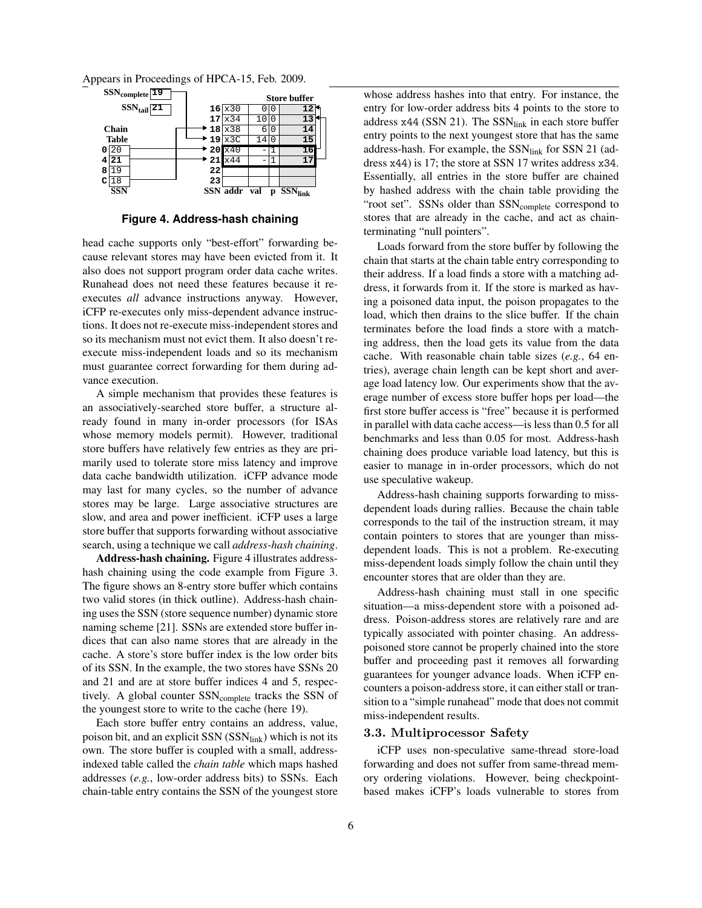| | | | | | | |
|---|---|---|---|---|---|---|
| $SSN_{complete}$ 19 | | | | | | |
| $SSN_{tail}$ 21 | | **Store buffer** | | | | |
| **Chain Table** | | **16** | x30 | 0 | 0 | **12** |
| | | **17** | x34 | 10 | 0 | **13** |
| | | **18** | x38 | 6 | 0 | **14** |
| | | **19** | x3C | 14 | 0 | **15** |
| **0** | 20 | **20** | x40 | - | 1 | **16** |
| **4** | **21** | **21** | x44 | - | 1 | **17** |
| **8** | 19 | **22** | | | | |
| **C** | 18 | **23** | | | | |
| | **SSN** | **SSN** | **addr** | **val** | **p** | $\mathbf{SSN_{link}}$ |

**Figure 4. Address-hash chaining**

head cache supports only "best-effort" forwarding because relevant stores may have been evicted from it. It also does not support program order data cache writes. Runahead does not need these features because it re-executes *all* advance instructions anyway. However, iCFP re-executes only miss-dependent advance instructions. It does not re-execute miss-independent stores and so its mechanism must not evict them. It also doesn't re-execute miss-independent loads and so its mechanism must guarantee correct forwarding for them during advance execution.

A simple mechanism that provides these features is an associatively-searched store buffer, a structure already found in many in-order processors (for ISAs whose memory models permit). However, traditional store buffers have relatively few entries as they are primarily used to tolerate store miss latency and improve data cache bandwidth utilization. iCFP advance mode may last for many cycles, so the number of advance stores may be large. Large associative structures are slow, and area and power inefficient. iCFP uses a large store buffer that supports forwarding without associative search, using a technique we call *address-hash chaining*.

**Address-hash chaining.** Figure 4 illustrates address-hash chaining using the code example from Figure 3. The figure shows an 8-entry store buffer which contains two valid stores (in thick outline). Address-hash chaining uses the SSN (store sequence number) dynamic store naming scheme [21]. SSNs are extended store buffer indices that can also name stores that are already in the cache. A store's store buffer index is the low order bits of its SSN. In the example, the two stores have SSNs 20 and 21 and are at store buffer indices 4 and 5, respectively. A global counter $SSN_{complete}$ tracks the SSN of the youngest store to write to the cache (here 19).

Each store buffer entry contains an address, value, poison bit, and an explicit SSN ($SSN_{link}$) which is not its own. The store buffer is coupled with a small, address-indexed table called the *chain table* which maps hashed addresses (*e.g.*, low-order address bits) to SSNs. Each chain-table entry contains the SSN of the youngest store whose address hashes into that entry. For instance, the entry for low-order address bits 4 points to the store to address x44 (SSN 21). The $SSN_{link}$ in each store buffer entry points to the next youngest store that has the same address-hash. For example, the $SSN_{link}$ for SSN 21 (address x44) is 17; the store at SSN 17 writes address x34. Essentially, all entries in the store buffer are chained by hashed address with the chain table providing the "root set". SSNs older than $SSN_{complete}$ correspond to stores that are already in the cache, and act as chain-terminating "null pointers".

Loads forward from the store buffer by following the chain that starts at the chain table entry corresponding to their address. If a load finds a store with a matching address, it forwards from it. If the store is marked as having a poisoned data input, the poison propagates to the load, which then drains to the slice buffer. If the chain terminates before the load finds a store with a matching address, then the load gets its value from the data cache. With reasonable chain table sizes (*e.g.*, 64 entries), average chain length can be kept short and average load latency low. Our experiments show that the average number of excess store buffer hops per load—the first store buffer access is "free" because it is performed in parallel with data cache access—is less than 0.5 for all benchmarks and less than 0.05 for most. Address-hash chaining does produce variable load latency, but this is easier to manage in in-order processors, which do not use speculative wakeup.

Address-hash chaining supports forwarding to miss-dependent loads during rallies. Because the chain table corresponds to the tail of the instruction stream, it may contain pointers to stores that are younger than miss-dependent loads. This is not a problem. Re-executing miss-dependent loads simply follow the chain until they encounter stores that are older than they are.

Address-hash chaining must stall in one specific situation—a miss-dependent store with a poisoned address. Poison-address stores are relatively rare and are typically associated with pointer chasing. An address-poisoned store cannot be properly chained into the store buffer and proceeding past it removes all forwarding guarantees for younger advance loads. When iCFP encounters a poison-address store, it can either stall or transition to a "simple runahead" mode that does not commit miss-independent results.

### 3.3. Multiprocessor Safety

iCFP uses non-speculative same-thread store-load forwarding and does not suffer from same-thread memory ordering violations. However, being checkpoint-based makes iCFP's loads vulnerable to stores from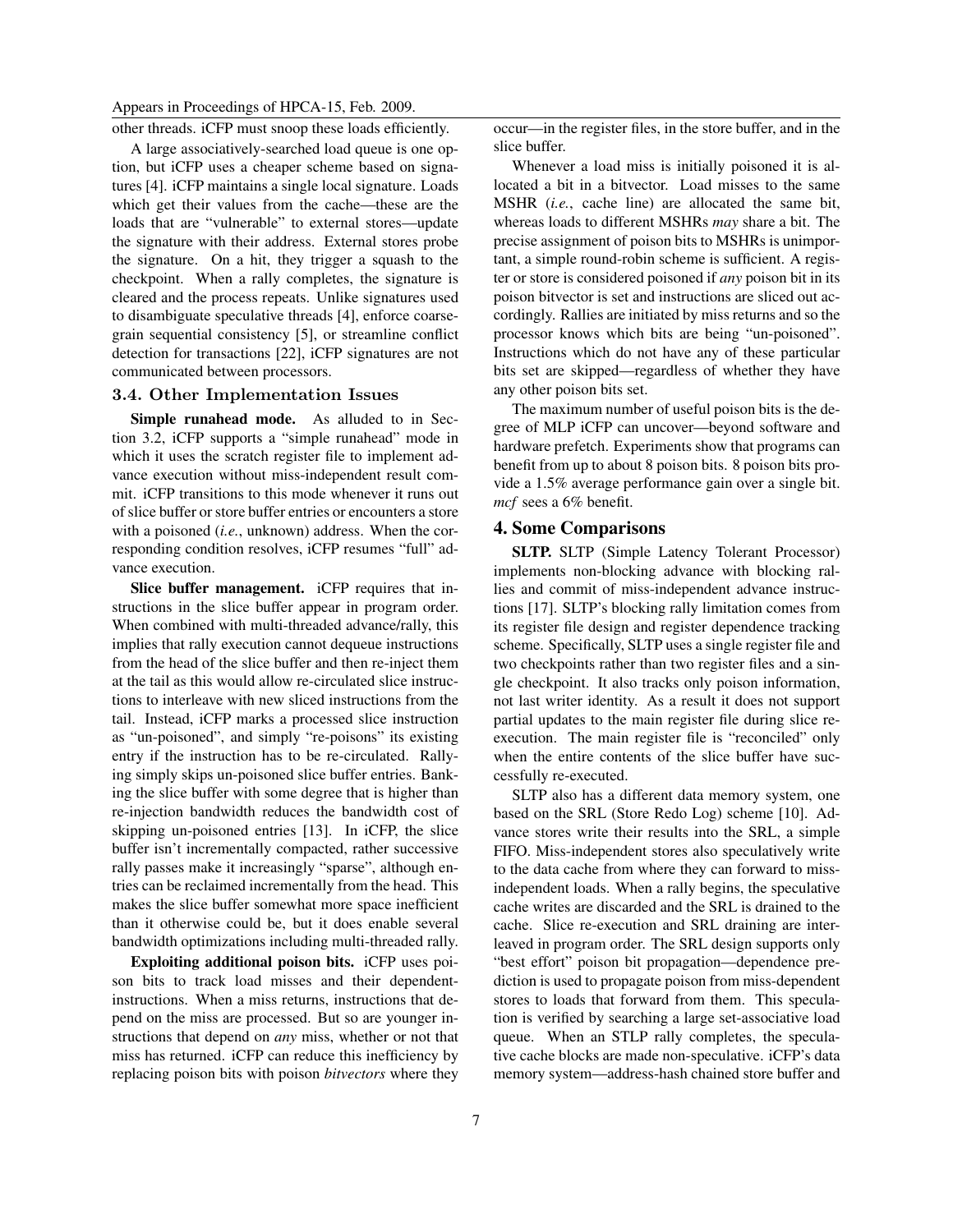other threads. iCFP must snoop these loads efficiently.

A large associatively-searched load queue is one option, but iCFP uses a cheaper scheme based on signatures [4]. iCFP maintains a single local signature. Loads which get their values from the cache—these are the loads that are "vulnerable" to external stores—update the signature with their address. External stores probe the signature. On a hit, they trigger a squash to the checkpoint. When a rally completes, the signature is cleared and the process repeats. Unlike signatures used to disambiguate speculative threads [4], enforce coarse-grain sequential consistency [5], or streamline conflict detection for transactions [22], iCFP signatures are not communicated between processors.

### 3.4. Other Implementation Issues

**Simple runahead mode.** As alluded to in Section 3.2, iCFP supports a "simple runahead" mode in which it uses the scratch register file to implement advance execution without miss-independent result commit. iCFP transitions to this mode whenever it runs out of slice buffer or store buffer entries or encounters a store with a poisoned (*i.e.*, unknown) address. When the corresponding condition resolves, iCFP resumes "full" advance execution.

**Slice buffer management.** iCFP requires that instructions in the slice buffer appear in program order. When combined with multi-threaded advance/rally, this implies that rally execution cannot dequeue instructions from the head of the slice buffer and then re-inject them at the tail as this would allow re-circulated slice instructions to interleave with new sliced instructions from the tail. Instead, iCFP marks a processed slice instruction as "un-poisoned", and simply "re-poisons" its existing entry if the instruction has to be re-circulated. Rallying simply skips un-poisoned slice buffer entries. Banking the slice buffer with some degree that is higher than re-injection bandwidth reduces the bandwidth cost of skipping un-poisoned entries [13]. In iCFP, the slice buffer isn't incrementally compacted, rather successive rally passes make it increasingly "sparse", although entries can be reclaimed incrementally from the head. This makes the slice buffer somewhat more space inefficient than it otherwise could be, but it does enable several bandwidth optimizations including multi-threaded rally.

**Exploiting additional poison bits.** iCFP uses poison bits to track load misses and their dependent-instructions. When a miss returns, instructions that depend on the miss are processed. But so are younger instructions that depend on *any* miss, whether or not that miss has returned. iCFP can reduce this inefficiency by replacing poison bits with poison *bitvectors* where they occur—in the register files, in the store buffer, and in the slice buffer.

Whenever a load miss is initially poisoned it is allocated a bit in a bitvector. Load misses to the same MSHR (*i.e.*, cache line) are allocated the same bit, whereas loads to different MSHRs *may* share a bit. The precise assignment of poison bits to MSHRs is unimportant, a simple round-robin scheme is sufficient. A register or store is considered poisoned if *any* poison bit in its poison bitvector is set and instructions are sliced out accordingly. Rallies are initiated by miss returns and so the processor knows which bits are being "un-poisoned". Instructions which do not have any of these particular bits set are skipped—regardless of whether they have any other poison bits set.

The maximum number of useful poison bits is the degree of MLP iCFP can uncover—beyond software and hardware prefetch. Experiments show that programs can benefit from up to about 8 poison bits. 8 poison bits provide a 1.5% average performance gain over a single bit. *mcf* sees a 6% benefit.

## 4. Some Comparisons

**SLTP.** SLTP (Simple Latency Tolerant Processor) implements non-blocking advance with blocking rallies and commit of miss-independent advance instructions [17]. SLTP's blocking rally limitation comes from its register file design and register dependence tracking scheme. Specifically, SLTP uses a single register file and two checkpoints rather than two register files and a single checkpoint. It also tracks only poison information, not last writer identity. As a result it does not support partial updates to the main register file during slice re-execution. The main register file is "reconciled" only when the entire contents of the slice buffer have successfully re-executed.

SLTP also has a different data memory system, one based on the SRL (Store Redo Log) scheme [10]. Advance stores write their results into the SRL, a simple FIFO. Miss-independent stores also speculatively write to the data cache from where they can forward to miss-independent loads. When a rally begins, the speculative cache writes are discarded and the SRL is drained to the cache. Slice re-execution and SRL draining are interleaved in program order. The SRL design supports only "best effort" poison bit propagation—dependence prediction is used to propagate poison from miss-dependent stores to loads that forward from them. This speculation is verified by searching a large set-associative load queue. When an STLP rally completes, the speculative cache blocks are made non-speculative. iCFP's data memory system—address-hash chained store buffer and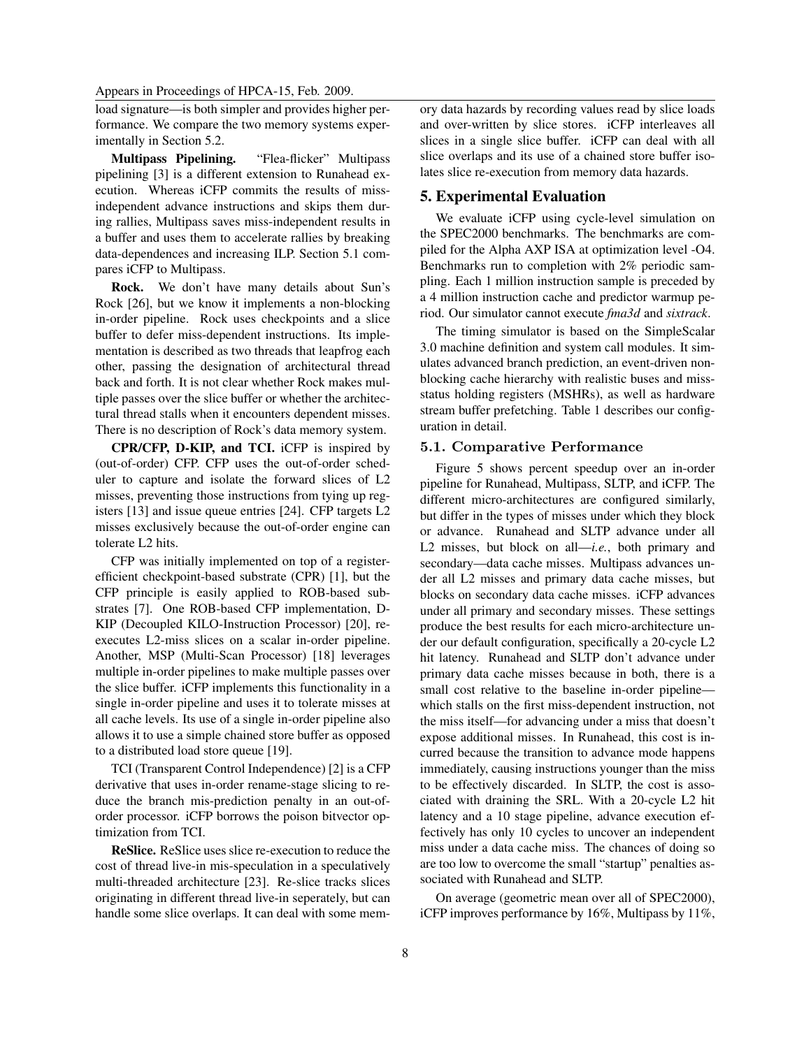load signature—is both simpler and provides higher performance. We compare the two memory systems experimentally in Section 5.2.

**Multipass Pipelining.** "Flea-flicker" Multipass pipelining [3] is a different extension to Runahead execution. Whereas iCFP commits the results of miss-independent advance instructions and skips them during rallies, Multipass saves miss-independent results in a buffer and uses them to accelerate rallies by breaking data-dependences and increasing ILP. Section 5.1 compares iCFP to Multipass.

**Rock.** We don't have many details about Sun's Rock [26], but we know it implements a non-blocking in-order pipeline. Rock uses checkpoints and a slice buffer to defer miss-dependent instructions. Its implementation is described as two threads that leapfrog each other, passing the designation of architectural thread back and forth. It is not clear whether Rock makes multiple passes over the slice buffer or whether the architectural thread stalls when it encounters dependent misses. There is no description of Rock's data memory system.

**CPR/CFP, D-KIP, and TCI.** iCFP is inspired by (out-of-order) CFP. CFP uses the out-of-order scheduler to capture and isolate the forward slices of L2 misses, preventing those instructions from tying up registers [13] and issue queue entries [24]. CFP targets L2 misses exclusively because the out-of-order engine can tolerate L2 hits.

CFP was initially implemented on top of a register-efficient checkpoint-based substrate (CPR) [1], but the CFP principle is easily applied to ROB-based substrates [7]. One ROB-based CFP implementation, D-KIP (Decoupled KILO-Instruction Processor) [20], re-executes L2-miss slices on a scalar in-order pipeline. Another, MSP (Multi-Scan Processor) [18] leverages multiple in-order pipelines to make multiple passes over the slice buffer. iCFP implements this functionality in a single in-order pipeline and uses it to tolerate misses at all cache levels. Its use of a single in-order pipeline also allows it to use a simple chained store buffer as opposed to a distributed load store queue [19].

TCI (Transparent Control Independence) [2] is a CFP derivative that uses in-order rename-stage slicing to reduce the branch mis-prediction penalty in an out-of-order processor. iCFP borrows the poison bitvector optimization from TCI.

**ReSlice.** ReSlice uses slice re-execution to reduce the cost of thread live-in mis-speculation in a speculatively multi-threaded architecture [23]. Re-slice tracks slices originating in different thread live-in seperately, but can handle some slice overlaps. It can deal with some memory data hazards by recording values read by slice loads and over-written by slice stores. iCFP interleaves all slices in a single slice buffer. iCFP can deal with all slice overlaps and its use of a chained store buffer isolates slice re-execution from memory data hazards.

## 5. Experimental Evaluation

We evaluate iCFP using cycle-level simulation on the SPEC2000 benchmarks. The benchmarks are compiled for the Alpha AXP ISA at optimization level -O4. Benchmarks run to completion with 2% periodic sampling. Each 1 million instruction sample is preceded by a 4 million instruction cache and predictor warmup period. Our simulator cannot execute *fma3d* and *sixtrack*.

The timing simulator is based on the SimpleScalar 3.0 machine definition and system call modules. It simulates advanced branch prediction, an event-driven non-blocking cache hierarchy with realistic buses and miss-status holding registers (MSHRs), as well as hardware stream buffer prefetching. Table 1 describes our configuration in detail.

### 5.1. Comparative Performance

Figure 5 shows percent speedup over an in-order pipeline for Runahead, Multipass, SLTP, and iCFP. The different micro-architectures are configured similarly, but differ in the types of misses under which they block or advance. Runahead and SLTP advance under all L2 misses, but block on all—*i.e.*, both primary and secondary—data cache misses. Multipass advances under all L2 misses and primary data cache misses, but blocks on secondary data cache misses. iCFP advances under all primary and secondary misses. These settings produce the best results for each micro-architecture under our default configuration, specifically a 20-cycle L2 hit latency. Runahead and SLTP don't advance under primary data cache misses because in both, there is a small cost relative to the baseline in-order pipeline—which stalls on the first miss-dependent instruction, not the miss itself—for advancing under a miss that doesn't expose additional misses. In Runahead, this cost is incurred because the transition to advance mode happens immediately, causing instructions younger than the miss to be effectively discarded. In SLTP, the cost is associated with draining the SRL. With a 20-cycle L2 hit latency and a 10 stage pipeline, advance execution effectively has only 10 cycles to uncover an independent miss under a data cache miss. The chances of doing so are too low to overcome the small "startup" penalties associated with Runahead and SLTP.

On average (geometric mean over all of SPEC2000), iCFP improves performance by 16%, Multipass by 11%,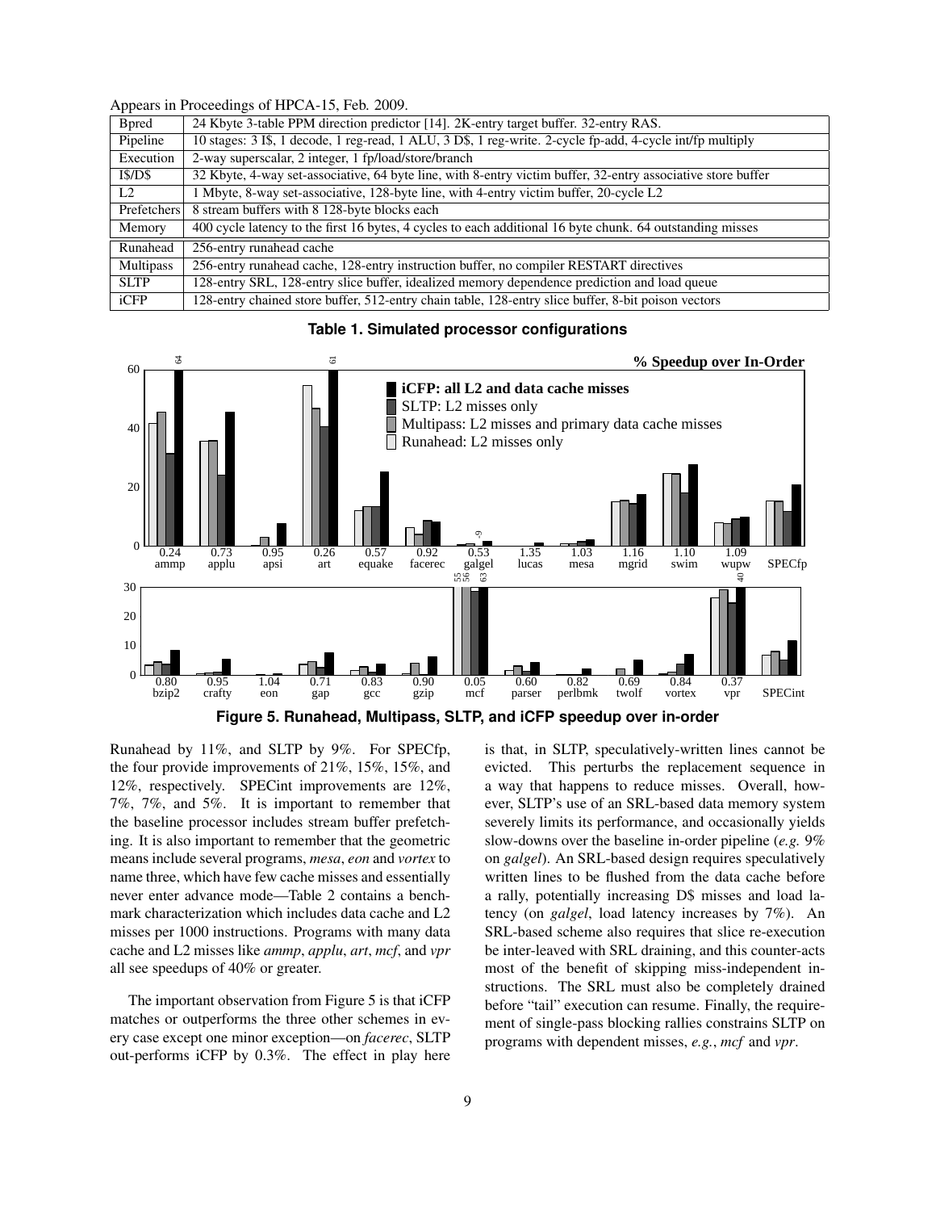| Bpred | 24 Kbyte 3-table PPM direction predictor [14]. 2K-entry target buffer. 32-entry RAS. |
|---|---|
| Pipeline | 10 stages: 3 I$, 1 decode, 1 reg-read, 1 ALU, 3 D$, 1 reg-write. 2-cycle fp-add, 4-cycle int/fp multiply |
| Execution | 2-way superscalar, 2 integer, 1 fp/load/store/branch |
| I$/D$ | 32 Kbyte, 4-way set-associative, 64 byte line, with 8-entry victim buffer, 32-entry associative store buffer |
| L2 | 1 Mbyte, 8-way set-associative, 128-byte line, with 4-entry victim buffer, 20-cycle L2 |
| Prefetchers | 8 stream buffers with 8 128-byte blocks each |
| Memory | 400 cycle latency to the first 16 bytes, 4 cycles to each additional 16 byte chunk. 64 outstanding misses |
| Runahead | 256-entry runahead cache |
| Multipass | 256-entry runahead cache, 128-entry instruction buffer, no compiler RESTART directives |
| SLTP | 128-entry SRL, 128-entry slice buffer, idealized memory dependence prediction and load queue |
| iCFP | 128-entry chained store buffer, 512-entry chain table, 128-entry slice buffer, 8-bit poison vectors |

**Table 1. Simulated processor configurations**

**Figure 5. Runahead, Multipass, SLTP, and iCFP speedup over in-order**

Runahead by 11%, and SLTP by 9%. For SPECfp, the four provide improvements of 21%, 15%, 15%, and 12%, respectively. SPECint improvements are 12%, 7%, 7%, and 5%. It is important to remember that the baseline processor includes stream buffer prefetching. It is also important to remember that the geometric means include several programs, *mesa*, *eon* and *vortex* to name three, which have few cache misses and essentially never enter advance mode—Table 2 contains a benchmark characterization which includes data cache and L2 misses per 1000 instructions. Programs with many data cache and L2 misses like *ammp*, *applu*, *art*, *mcf*, and *vpr* all see speedups of 40% or greater.

The important observation from Figure 5 is that iCFP matches or outperforms the three other schemes in every case except one minor exception—on *facerec*, SLTP out-performs iCFP by 0.3%. The effect in play here is that, in SLTP, speculatively-written lines cannot be evicted. This perturbs the replacement sequence in a way that happens to reduce misses. Overall, however, SLTP's use of an SRL-based data memory system severely limits its performance, and occasionally yields slow-downs over the baseline in-order pipeline (*e.g.* 9% on *galgel*). An SRL-based design requires speculatively written lines to be flushed from the data cache before a rally, potentially increasing D$ misses and load latency (on *galgel*, load latency increases by 7%). An SRL-based scheme also requires that slice re-execution be inter-leaved with SRL draining, and this counter-acts most of the benefit of skipping miss-independent instructions. The SRL must also be completely drained before "tail" execution can resume. Finally, the requirement of single-pass blocking rallies constrains SLTP on programs with dependent misses, *e.g.*, *mcf* and *vpr*.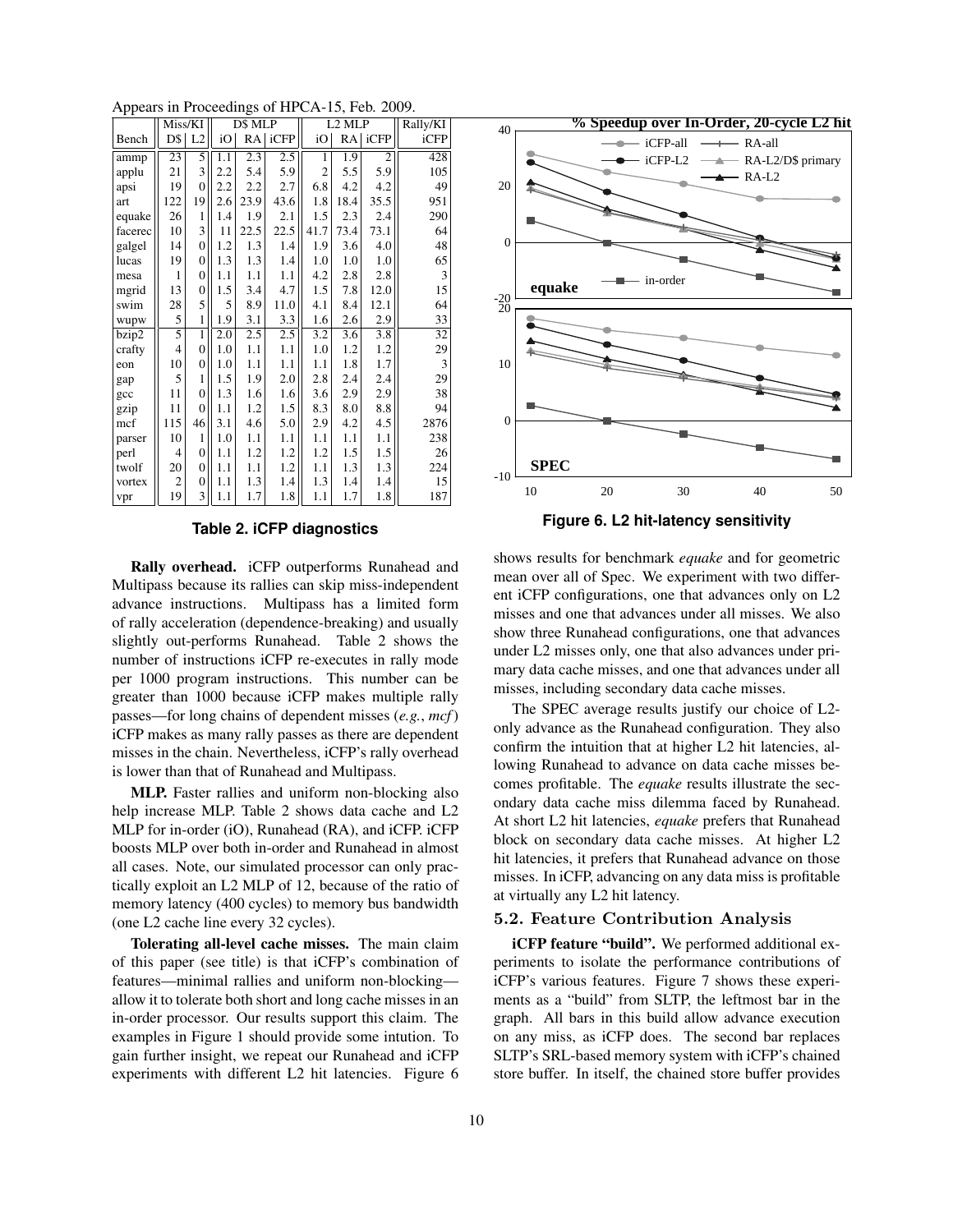| | Miss/KI | | D$ MLP | | | L2 MLP | | | Rally/KI |
|---|---|---|---|---|---|---|---|---|---|
| Bench | D$ | L2 | iO | RA | iCFP | iO | RA | iCFP | iCFP |
| ammp | 23 | 5 | 1.1 | 2.3 | 2.5 | 1 | 1.9 | 2 | 428 |
| applu | 21 | 3 | 2.2 | 5.4 | 5.9 | 2 | 5.5 | 5.9 | 105 |
| apsi | 19 | 0 | 2.2 | 2.2 | 2.7 | 6.8 | 4.2 | 4.2 | 49 |
| art | 122 | 19 | 2.6 | 23.9 | 43.6 | 1.8 | 18.4 | 35.5 | 951 |
| equake | 26 | 1 | 1.4 | 1.9 | 2.1 | 1.5 | 2.3 | 2.4 | 290 |
| facerec | 10 | 3 | 11 | 22.5 | 22.5 | 41.7 | 73.4 | 73.1 | 64 |
| galgel | 14 | 0 | 1.2 | 1.3 | 1.4 | 1.9 | 3.6 | 4.0 | 48 |
| lucas | 19 | 0 | 1.3 | 1.3 | 1.4 | 1.0 | 1.0 | 1.0 | 65 |
| mesa | 1 | 0 | 1.1 | 1.1 | 1.1 | 4.2 | 2.8 | 2.8 | 3 |
| mgrid | 13 | 0 | 1.5 | 3.4 | 4.7 | 1.5 | 7.8 | 12.0 | 15 |
| swim | 28 | 5 | 5 | 8.9 | 11.0 | 4.1 | 8.4 | 12.1 | 64 |
| wupw | 5 | 1 | 1.9 | 3.1 | 3.3 | 1.6 | 2.6 | 2.9 | 33 |
| bzip2 | 5 | 1 | 2.0 | 2.5 | 2.5 | 3.2 | 3.6 | 3.8 | 32 |
| crafty | 4 | 0 | 1.0 | 1.1 | 1.1 | 1.0 | 1.2 | 1.2 | 29 |
| eon | 10 | 0 | 1.0 | 1.1 | 1.1 | 1.1 | 1.8 | 1.7 | 3 |
| gap | 5 | 1 | 1.5 | 1.9 | 2.0 | 2.8 | 2.4 | 2.4 | 29 |
| gcc | 11 | 0 | 1.3 | 1.6 | 1.6 | 3.6 | 2.9 | 2.9 | 38 |
| gzip | 11 | 0 | 1.1 | 1.2 | 1.5 | 8.3 | 8.0 | 8.8 | 94 |
| mcf | 115 | 46 | 3.1 | 4.6 | 5.0 | 2.9 | 4.2 | 4.5 | 2876 |
| parser | 10 | 1 | 1.0 | 1.1 | 1.1 | 1.1 | 1.1 | 1.1 | 238 |
| perl | 4 | 0 | 1.1 | 1.2 | 1.2 | 1.2 | 1.5 | 1.5 | 26 |
| twolf | 20 | 0 | 1.1 | 1.1 | 1.2 | 1.1 | 1.3 | 1.3 | 224 |
| vortex | 2 | 0 | 1.1 | 1.3 | 1.4 | 1.3 | 1.4 | 1.4 | 15 |
| vpr | 19 | 3 | 1.1 | 1.7 | 1.8 | 1.1 | 1.7 | 1.8 | 187 |

**Table 2. iCFP diagnostics**

**Figure 6. L2 hit-latency sensitivity**

**Rally overhead.** iCFP outperforms Runahead and Multipass because its rallies can skip miss-independent advance instructions. Multipass has a limited form of rally acceleration (dependence-breaking) and usually slightly out-performs Runahead. Table 2 shows the number of instructions iCFP re-executes in rally mode per 1000 program instructions. This number can be greater than 1000 because iCFP makes multiple rally passes—for long chains of dependent misses (*e.g.*, *mcf*) iCFP makes as many rally passes as there are dependent misses in the chain. Nevertheless, iCFP's rally overhead is lower than that of Runahead and Multipass.

**MLP.** Faster rallies and uniform non-blocking also help increase MLP. Table 2 shows data cache and L2 MLP for in-order (iO), Runahead (RA), and iCFP. iCFP boosts MLP over both in-order and Runahead in almost all cases. Note, our simulated processor can only practically exploit an L2 MLP of 12, because of the ratio of memory latency (400 cycles) to memory bus bandwidth (one L2 cache line every 32 cycles).

**Tolerating all-level cache misses.** The main claim of this paper (see title) is that iCFP's combination of features—minimal rallies and uniform non-blocking—allow it to tolerate both short and long cache misses in an in-order processor. Our results support this claim. The examples in Figure 1 should provide some intution. To gain further insight, we repeat our Runahead and iCFP experiments with different L2 hit latencies. Figure 6 shows results for benchmark *equake* and for geometric mean over all of Spec. We experiment with two different iCFP configurations, one that advances only on L2 misses and one that advances under all misses. We also show three Runahead configurations, one that advances under L2 misses only, one that also advances under primary data cache misses, and one that advances under all misses, including secondary data cache misses.

The SPEC average results justify our choice of L2-only advance as the Runahead configuration. They also confirm the intuition that at higher L2 hit latencies, allowing Runahead to advance on data cache misses becomes profitable. The *equake* results illustrate the secondary data cache miss dilemma faced by Runahead. At short L2 hit latencies, *equake* prefers that Runahead block on secondary data cache misses. At higher L2 hit latencies, it prefers that Runahead advance on those misses. In iCFP, advancing on any data miss is profitable at virtually any L2 hit latency.

### 5.2. Feature Contribution Analysis

**iCFP feature "build".** We performed additional experiments to isolate the performance contributions of iCFP's various features. Figure 7 shows these experiments as a "build" from SLTP, the leftmost bar in the graph. All bars in this build allow advance execution on any miss, as iCFP does. The second bar replaces SLTP's SRL-based memory system with iCFP's chained store buffer. In itself, the chained store buffer provides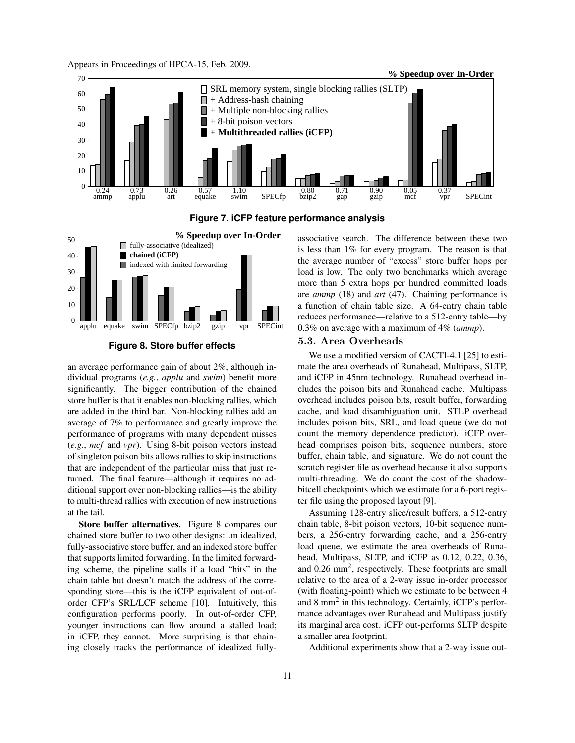**Figure 7. iCFP feature performance analysis**

**Figure 8. Store buffer effects**

an average performance gain of about 2%, although individual programs (*e.g.*, *applu* and *swim*) benefit more significantly. The bigger contribution of the chained store buffer is that it enables non-blocking rallies, which are added in the third bar. Non-blocking rallies add an average of 7% to performance and greatly improve the performance of programs with many dependent misses (*e.g.*, *mcf* and *vpr*). Using 8-bit poison vectors instead of singleton poison bits allows rallies to skip instructions that are independent of the particular miss that just returned. The final feature—although it requires no additional support over non-blocking rallies—is the ability to multi-thread rallies with execution of new instructions at the tail.

**Store buffer alternatives.** Figure 8 compares our chained store buffer to two other designs: an idealized, fully-associative store buffer, and an indexed store buffer that supports limited forwarding. In the limited forwarding scheme, the pipeline stalls if a load "hits" in the chain table but doesn't match the address of the corresponding store—this is the iCFP equivalent of out-of-order CFP's SRL/LCF scheme [10]. Intuitively, this configuration performs poorly. In out-of-order CFP, younger instructions can flow around a stalled load; in iCFP, they cannot. More surprising is that chaining closely tracks the performance of idealized fully-associative search. The difference between these two is less than 1% for every program. The reason is that the average number of "excess" store buffer hops per load is low. The only two benchmarks which average more than 5 extra hops per hundred committed loads are *ammp* (18) and *art* (47). Chaining performance is a function of chain table size. A 64-entry chain table reduces performance—relative to a 512-entry table—by 0.3% on average with a maximum of 4% (*ammp*).

### 5.3. Area Overheads

We use a modified version of CACTI-4.1 [25] to estimate the area overheads of Runahead, Multipass, SLTP, and iCFP in 45nm technology. Runahead overhead includes the poison bits and Runahead cache. Multipass overhead includes poison bits, result buffer, forwarding cache, and load disambiguation unit. STLP overhead includes poison bits, SRL, and load queue (we do not count the memory dependence predictor). iCFP overhead comprises poison bits, sequence numbers, store buffer, chain table, and signature. We do not count the scratch register file as overhead because it also supports multi-threading. We do count the cost of the shadow-bitcell checkpoints which we estimate for a 6-port register file using the proposed layout [9].

Assuming 128-entry slice/result buffers, a 512-entry chain table, 8-bit poison vectors, 10-bit sequence numbers, a 256-entry forwarding cache, and a 256-entry load queue, we estimate the area overheads of Runahead, Multipass, SLTP, and iCFP as 0.12, 0.22, 0.36, and 0.26 mm$^2$, respectively. These footprints are small relative to the area of a 2-way issue in-order processor (with floating-point) which we estimate to be between 4 and 8 mm$^2$ in this technology. Certainly, iCFP's performance advantages over Runahead and Multipass justify its marginal area cost. iCFP out-performs SLTP despite a smaller area footprint.

Additional experiments show that a 2-way issue out-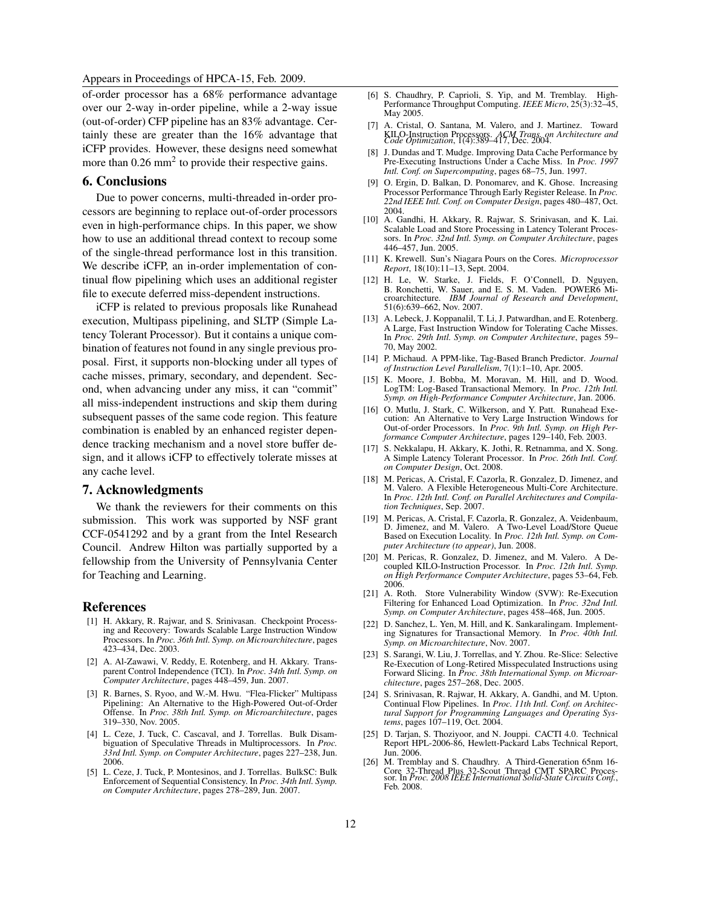of-order processor has a 68% performance advantage over our 2-way in-order pipeline, while a 2-way issue (out-of-order) CFP pipeline has an 83% advantage. Certainly these are greater than the 16% advantage that iCFP provides. However, these designs need somewhat more than 0.26 $mm^2$ to provide their respective gains.

## 6. Conclusions

Due to power concerns, multi-threaded in-order processors are beginning to replace out-of-order processors even in high-performance chips. In this paper, we show how to use an additional thread context to recoup some of the single-thread performance lost in this transition. We describe iCFP, an in-order implementation of continual flow pipelining which uses an additional register file to execute deferred miss-dependent instructions.

iCFP is related to previous proposals like Runahead execution, Multipass pipelining, and SLTP (Simple Latency Tolerant Processor). But it contains a unique combination of features not found in any single previous proposal. First, it supports non-blocking under all types of cache misses, primary, secondary, and dependent. Second, when advancing under any miss, it can "commit" all miss-independent instructions and skip them during subsequent passes of the same code region. This feature combination is enabled by an enhanced register dependence tracking mechanism and a novel store buffer design, and it allows iCFP to effectively tolerate misses at any cache level.

## 7. Acknowledgments

We thank the reviewers for their comments on this submission. This work was supported by NSF grant CCF-0541292 and by a grant from the Intel Research Council. Andrew Hilton was partially supported by a fellowship from the University of Pennsylvania Center for Teaching and Learning.

## References

[1] H. Akkary, R. Rajwar, and S. Srinivasan. Checkpoint Processing and Recovery: Towards Scalable Large Instruction Window Processors. In *Proc. 36th Intl. Symp. on Microarchitecture*, pages 423–434, Dec. 2003.

[2] A. Al-Zawawi, V. Reddy, E. Rotenberg, and H. Akkary. Transparent Control Independence (TCI). In *Proc. 34th Intl. Symp. on Computer Architecture*, pages 448–459, Jun. 2007.

[3] R. Barnes, S. Ryoo, and W.-M. Hwu. "Flea-Flicker" Multipass Pipelining: An Alternative to the High-Powered Out-of-Order Offense. In *Proc. 38th Intl. Symp. on Microarchitecture*, pages 319–330, Nov. 2005.

[4] L. Ceze, J. Tuck, C. Cascaval, and J. Torrellas. Bulk Disambiguation of Speculative Threads in Multiprocessors. In *Proc. 33rd Intl. Symp. on Computer Architecture*, pages 227–238, Jun. 2006.

[5] L. Ceze, J. Tuck, P. Montesinos, and J. Torrellas. BulkSC: Bulk Enforcement of Sequential Consistency. In *Proc. 34th Intl. Symp. on Computer Architecture*, pages 278–289, Jun. 2007.

[6] S. Chaudhry, P. Caprioli, S. Yip, and M. Tremblay. High-Performance Throughput Computing. *IEEE Micro*, 25(3):32–45, May 2005.

[7] A. Cristal, O. Santana, M. Valero, and J. Martinez. Toward KILO-Instruction Processors. *ACM Trans. on Architecture and Code Optimization*, 1(4):389–417, Dec. 2004.

[8] J. Dundas and T. Mudge. Improving Data Cache Performance by Pre-Executing Instructions Under a Cache Miss. In *Proc. 1997 Intl. Conf. on Supercomputing*, pages 68–75, Jun. 1997.

[9] O. Ergin, D. Balkan, D. Ponomarev, and K. Ghose. Increasing Processor Performance Through Early Register Release. In *Proc. 22nd IEEE Intl. Conf. on Computer Design*, pages 480–487, Oct. 2004.

[10] A. Gandhi, H. Akkary, R. Rajwar, S. Srinivasan, and K. Lai. Scalable Load and Store Processing in Latency Tolerant Processors. In *Proc. 32nd Intl. Symp. on Computer Architecture*, pages 446–457, Jun. 2005.

[11] K. Krewell. Sun's Niagara Pours on the Cores. *Microprocessor Report*, 18(10):11–13, Sept. 2004.

[12] H. Le, W. Starke, J. Fields, F. O'Connell, D. Nguyen, B. Ronchetti, W. Sauer, and E. S. M. Vaden. POWER6 Microarchitecture. *IBM Journal of Research and Development*, 51(6):639–662, Nov. 2007.

[13] A. Lebeck, J. Koppanalil, T. Li, J. Patwardhan, and E. Rotenberg. A Large, Fast Instruction Window for Tolerating Cache Misses. In *Proc. 29th Intl. Symp. on Computer Architecture*, pages 59–70, May 2002.

[14] P. Michaud. A PPM-like, Tag-Based Branch Predictor. *Journal of Instruction Level Parallelism*, 7(1):1–10, Apr. 2005.

[15] K. Moore, J. Bobba, M. Moravan, M. Hill, and D. Wood. LogTM: Log-Based Transactional Memory. In *Proc. 12th Intl. Symp. on High-Performance Computer Architecture*, Jan. 2006.

[16] O. Mutlu, J. Stark, C. Wilkerson, and Y. Patt. Runahead Execution: An Alternative to Very Large Instruction Windows for Out-of-order Processors. In *Proc. 9th Intl. Symp. on High Performance Computer Architecture*, pages 129–140, Feb. 2003.

[17] S. Nekkalapu, H. Akkary, K. Jothi, R. Retnamma, and X. Song. A Simple Latency Tolerant Processor. In *Proc. 26th Intl. Conf. on Computer Design*, Oct. 2008.

[18] M. Pericas, A. Cristal, F. Cazorla, R. Gonzalez, D. Jimenez, and M. Valero. A Flexible Heterogeneous Multi-Core Architecture. In *Proc. 12th Intl. Conf. on Parallel Architectures and Compilation Techniques*, Sep. 2007.

[19] M. Pericas, A. Cristal, F. Cazorla, R. Gonzalez, A. Veidenbaum, D. Jimenez, and M. Valero. A Two-Level Load/Store Queue Based on Execution Locality. In *Proc. 12th Intl. Symp. on Computer Architecture (to appear)*, Jun. 2008.

[20] M. Pericas, R. Gonzalez, D. Jimenez, and M. Valero. A Decoupled KILO-Instruction Processor. In *Proc. 12th Intl. Symp. on High Performance Computer Architecture*, pages 53–64, Feb. 2006.

[21] A. Roth. Store Vulnerability Window (SVW): Re-Execution Filtering for Enhanced Load Optimization. In *Proc. 32nd Intl. Symp. on Computer Architecture*, pages 458–468, Jun. 2005.

[22] D. Sanchez, L. Yen, M. Hill, and K. Sankaralingam. Implementing Signatures for Transactional Memory. In *Proc. 40th Intl. Symp. on Microarchitecture*, Nov. 2007.

[23] S. Sarangi, W. Liu, J. Torrellas, and Y. Zhou. Re-Slice: Selective Re-Execution of Long-Retired Misspeculated Instructions using Forward Slicing. In *Proc. 38th International Symp. on Microarchitecture*, pages 257–268, Dec. 2005.

[24] S. Srinivasan, R. Rajwar, H. Akkary, A. Gandhi, and M. Upton. Continual Flow Pipelines. In *Proc. 11th Intl. Conf. on Architectural Support for Programming Languages and Operating Systems*, pages 107–119, Oct. 2004.

[25] D. Tarjan, S. Thoziyoor, and N. Jouppi. CACTI 4.0. Technical Report HPL-2006-86, Hewlett-Packard Labs Technical Report, Jun. 2006.

[26] M. Tremblay and S. Chaudhry. A Third-Generation 65nm 16-Core 32-Thread Plus 32-Scout Thread CMT SPARC Processor. In *Proc. 2008 IEEE International Solid-State Circuits Conf.*, Feb. 2008.